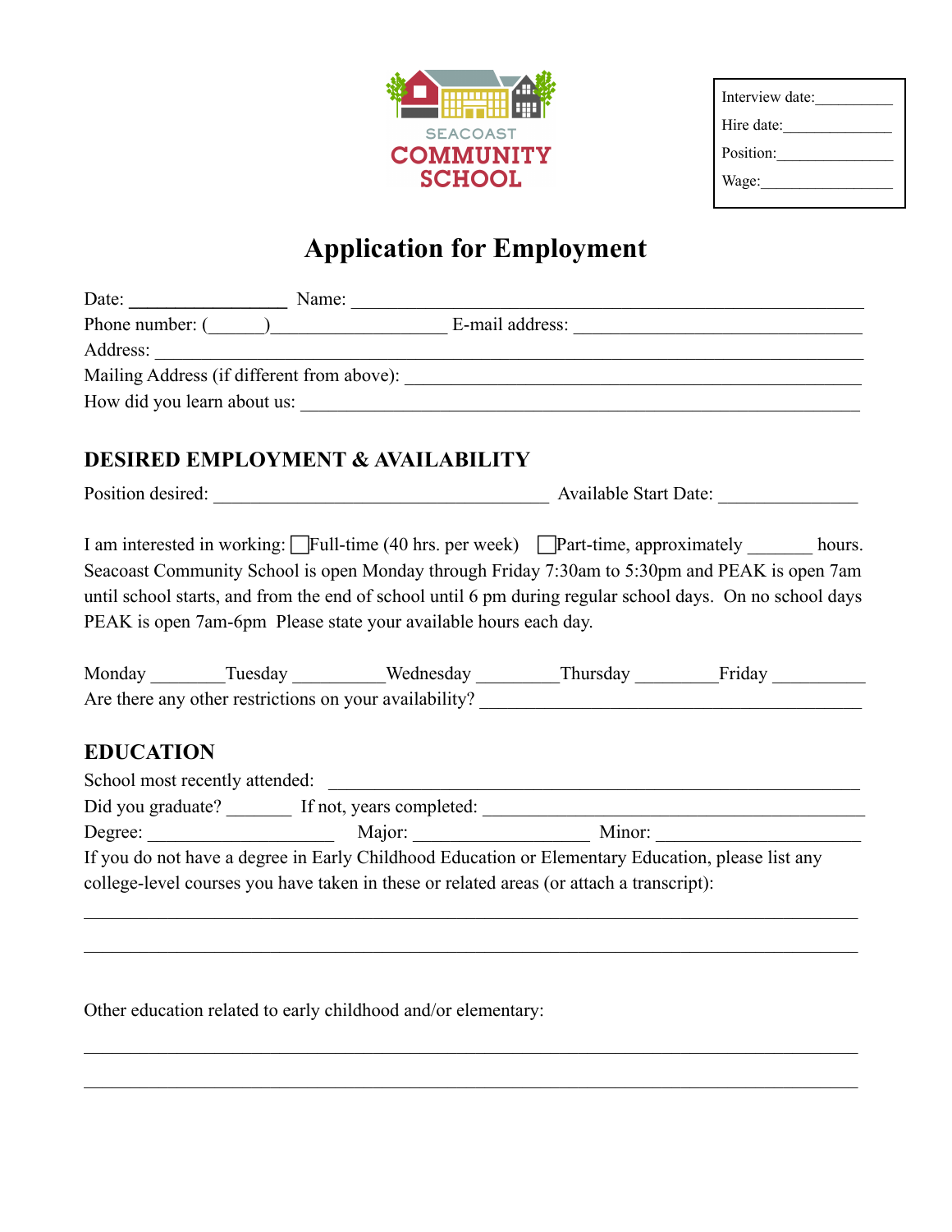SEACOAST
COMMUNITY
SCHOOL

Interview date:__________
Hire date:______________
Position:_______________
Wage:_________________

# Application for Employment

Date: _________________ Name: ___________________________________________________________
Phone number: (______)__________________ E-mail address: ______________________________
Address: ______________________________________________________________________________
Mailing Address (if different from above): _____________________________________________
How did you learn about us: ___________________________________________________________

## DESIRED EMPLOYMENT & AVAILABILITY

Position desired: ____________________________________ Available Start Date: _______________

I am interested in working: ☐Full-time (40 hrs. per week) ☐Part-time, approximately _______ hours.
Seacoast Community School is open Monday through Friday 7:30am to 5:30pm and PEAK is open 7am until school starts, and from the end of school until 6 pm during regular school days. On no school days PEAK is open 7am-6pm Please state your available hours each day.

Monday ________Tuesday __________Wednesday _________Thursday _________Friday __________
Are there any other restrictions on your availability? __________________________________________

## EDUCATION

School most recently attended: ___________________________________________________________
Did you graduate? _______ If not, years completed: ______________________________________
Degree: ____________________ Major: ___________________ Minor: ______________________
If you do not have a degree in Early Childhood Education or Elementary Education, please list any college-level courses you have taken in these or related areas (or attach a transcript):

_____________________________________________________________________________________

_____________________________________________________________________________________

Other education related to early childhood and/or elementary:

_____________________________________________________________________________________

_____________________________________________________________________________________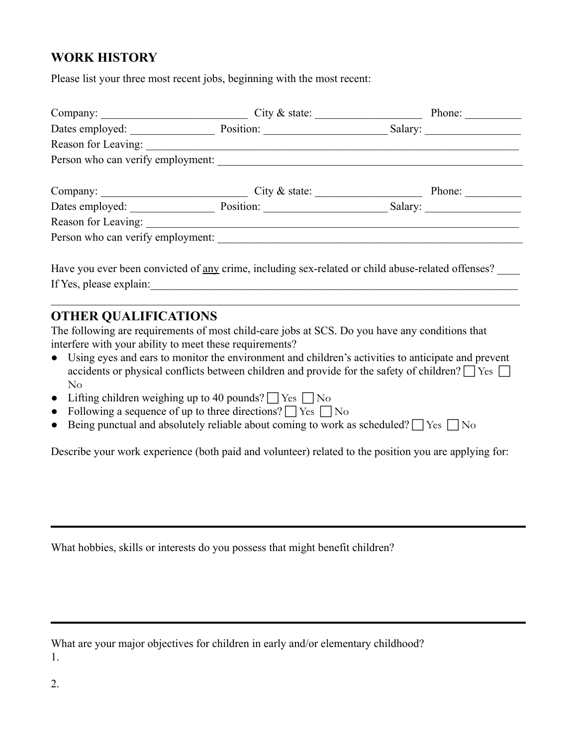## WORK HISTORY

Please list your three most recent jobs, beginning with the most recent:

Company: ________________________ City & state: __________________ Phone: __________

Dates employed: ______________ Position: ____________________ Salary: ________________

Reason for Leaving: ________________________________________________________________

Person who can verify employment: ___________________________________________________

Company: ________________________ City & state: __________________ Phone: __________

Dates employed: ______________ Position: ____________________ Salary: ________________

Reason for Leaving: ________________________________________________________________

Person who can verify employment: ___________________________________________________

Have you ever been convicted of <u>any</u> crime, including sex-related or child abuse-related offenses? ____

If Yes, please explain:_______________________________________________________________

_____________________________________________________________________________

## OTHER QUALIFICATIONS

The following are requirements of most child-care jobs at SCS. Do you have any conditions that interfere with your ability to meet these requirements?

- Using eyes and ears to monitor the environment and children's activities to anticipate and prevent accidents or physical conflicts between children and provide for the safety of children? ☐ Yes ☐ No
- Lifting children weighing up to 40 pounds? ☐ Yes ☐ No
- Following a sequence of up to three directions? ☐ Yes ☐ No
- Being punctual and absolutely reliable about coming to work as scheduled? ☐ Yes ☐ No

Describe your work experience (both paid and volunteer) related to the position you are applying for:

---

What hobbies, skills or interests do you possess that might benefit children?

---

What are your major objectives for children in early and/or elementary childhood?

1.

2.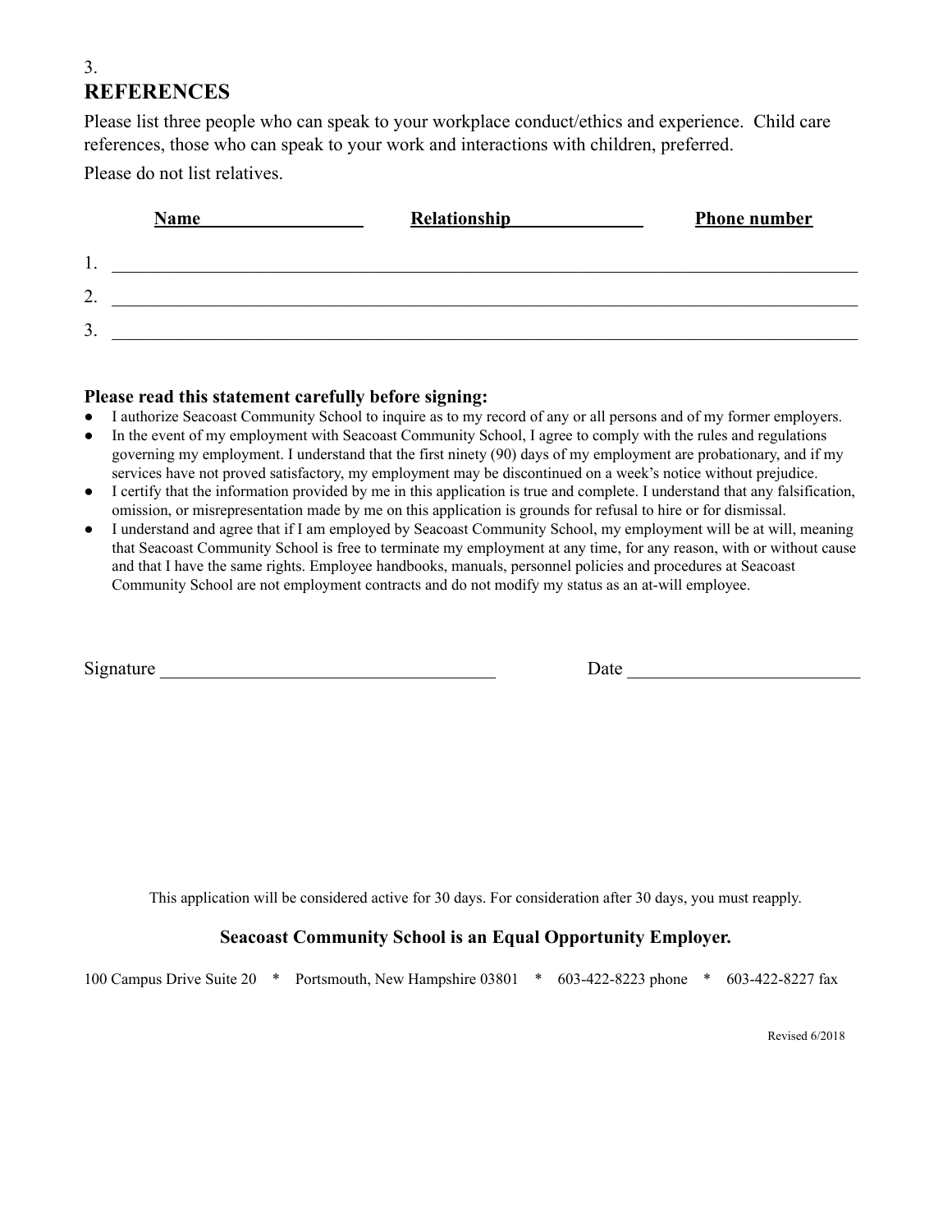3.

## REFERENCES

Please list three people who can speak to your workplace conduct/ethics and experience. Child care references, those who can speak to your work and interactions with children, preferred.

Please do not list relatives.

| | Name | Relationship | Phone number |
|---|---|---|---|
| 1. | | | |
| 2. | | | |
| 3. | | | |

**Please read this statement carefully before signing:**

- I authorize Seacoast Community School to inquire as to my record of any or all persons and of my former employers.
- In the event of my employment with Seacoast Community School, I agree to comply with the rules and regulations governing my employment. I understand that the first ninety (90) days of my employment are probationary, and if my services have not proved satisfactory, my employment may be discontinued on a week's notice without prejudice.
- I certify that the information provided by me in this application is true and complete. I understand that any falsification, omission, or misrepresentation made by me on this application is grounds for refusal to hire or for dismissal.
- I understand and agree that if I am employed by Seacoast Community School, my employment will be at will, meaning that Seacoast Community School is free to terminate my employment at any time, for any reason, with or without cause and that I have the same rights. Employee handbooks, manuals, personnel policies and procedures at Seacoast Community School are not employment contracts and do not modify my status as an at-will employee.

Signature ___________________________________ Date ________________________

This application will be considered active for 30 days. For consideration after 30 days, you must reapply.

**Seacoast Community School is an Equal Opportunity Employer.**

100 Campus Drive Suite 20 * Portsmouth, New Hampshire 03801 * 603-422-8223 phone * 603-422-8227 fax

Revised 6/2018